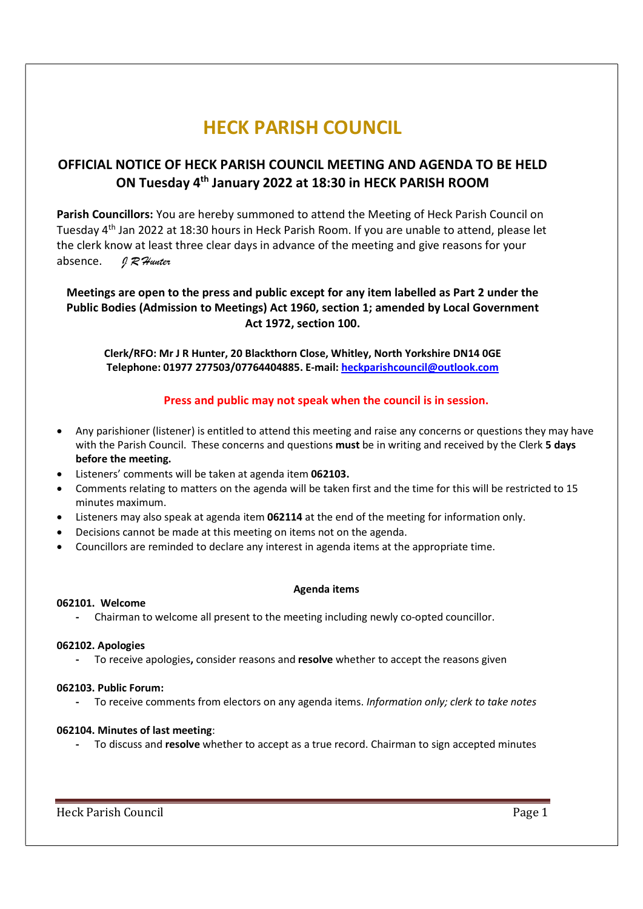# HECK PARISH COUNCIL

## OFFICIAL NOTICE OF HECK PARISH COUNCIL MEETING AND AGENDA TO BE HELD ON Tuesday 4th January 2022 at 18:30 in HECK PARISH ROOM

**Parish Councillors:** You are hereby summoned to attend the Meeting of Heck Parish Council on Tuesday 4th Jan 2022 at 18:30 hours in Heck Parish Room. If you are unable to attend, please let the clerk know at least three clear days in advance of the meeting and give reasons for your absence. *J R Hunter*

**Meetings are open to the press and public except for any item labelled as Part 2 under the Public Bodies (Admission to Meetings) Act 1960, section 1; amended by Local Government Act 1972, section 100.**

**Clerk/RFO: Mr J R Hunter, 20 Blackthorn Close, Whitley, North Yorkshire DN14 0GE**
**Telephone: 01977 277503/07764404885. E-mail: heckparishcouncil@outlook.com**

**Press and public may not speak when the council is in session.**

- Any parishioner (listener) is entitled to attend this meeting and raise any concerns or questions they may have with the Parish Council. These concerns and questions **must** be in writing and received by the Clerk **5 days before the meeting.**
- Listeners' comments will be taken at agenda item **062103.**
- Comments relating to matters on the agenda will be taken first and the time for this will be restricted to 15 minutes maximum.
- Listeners may also speak at agenda item **062114** at the end of the meeting for information only.
- Decisions cannot be made at this meeting on items not on the agenda.
- Councillors are reminded to declare any interest in agenda items at the appropriate time.

**Agenda items**

**062101. Welcome**

- Chairman to welcome all present to the meeting including newly co-opted councillor.

**062102. Apologies**

- To receive apologies**,** consider reasons and **resolve** whether to accept the reasons given

**062103. Public Forum:**

- To receive comments from electors on any agenda items. *Information only; clerk to take notes*

**062104. Minutes of last meeting**:

- To discuss and **resolve** whether to accept as a true record. Chairman to sign accepted minutes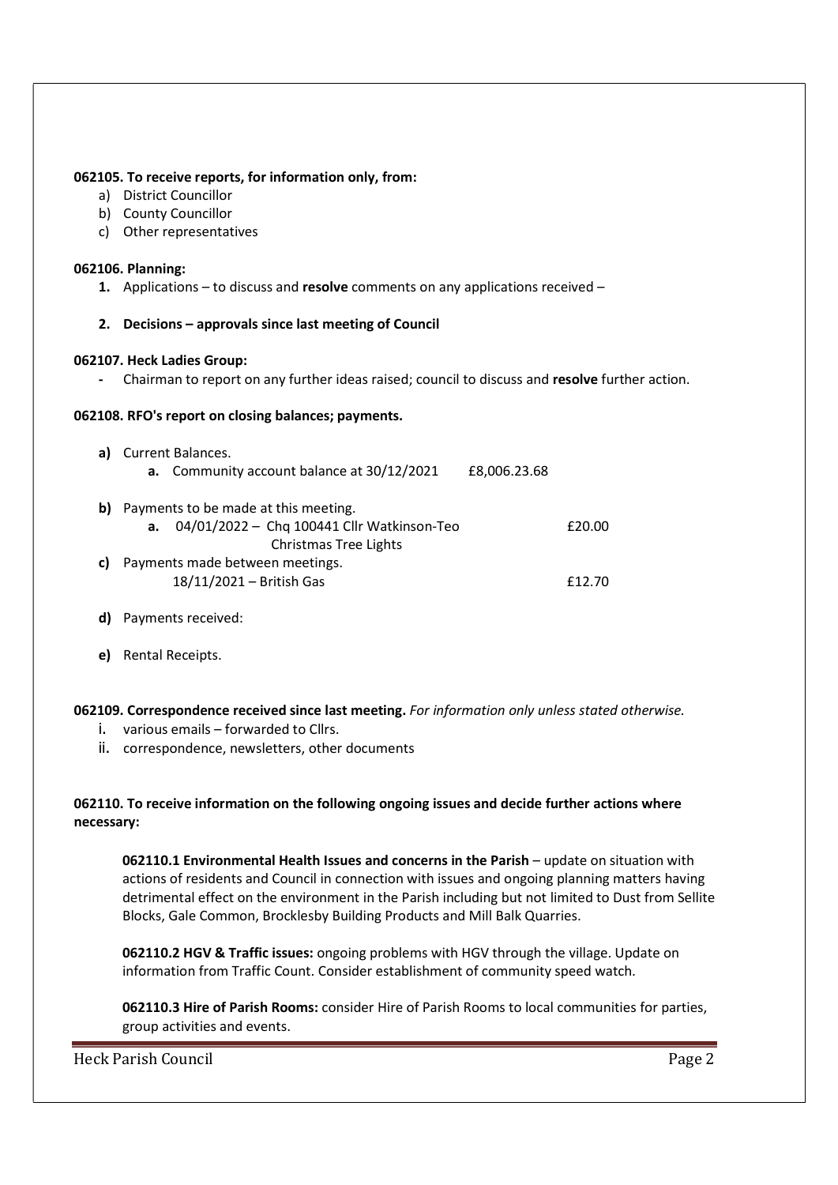**062105. To receive reports, for information only, from:**

a) District Councillor
b) County Councillor
c) Other representatives

**062106. Planning:**

1. Applications – to discuss and **resolve** comments on any applications received –

2. **Decisions – approvals since last meeting of Council**

**062107. Heck Ladies Group:**

- Chairman to report on any further ideas raised; council to discuss and **resolve** further action.

**062108. RFO's report on closing balances; payments.**

**a)** Current Balances.
   **a.** Community account balance at 30/12/2021 £8,006.23.68

**b)** Payments to be made at this meeting.
   **a.** 04/01/2022 – Chq 100441 Cllr Watkinson-Teo Christmas Tree Lights £20.00

**c)** Payments made between meetings.
   18/11/2021 – British Gas £12.70

**d)** Payments received:

**e)** Rental Receipts.

**062109. Correspondence received since last meeting.** *For information only unless stated otherwise.*

i. various emails – forwarded to Cllrs.
ii. correspondence, newsletters, other documents

**062110. To receive information on the following ongoing issues and decide further actions where necessary:**

**062110.1 Environmental Health Issues and concerns in the Parish** – update on situation with actions of residents and Council in connection with issues and ongoing planning matters having detrimental effect on the environment in the Parish including but not limited to Dust from Sellite Blocks, Gale Common, Brocklesby Building Products and Mill Balk Quarries.

**062110.2 HGV & Traffic issues:** ongoing problems with HGV through the village. Update on information from Traffic Count. Consider establishment of community speed watch.

**062110.3 Hire of Parish Rooms:** consider Hire of Parish Rooms to local communities for parties, group activities and events.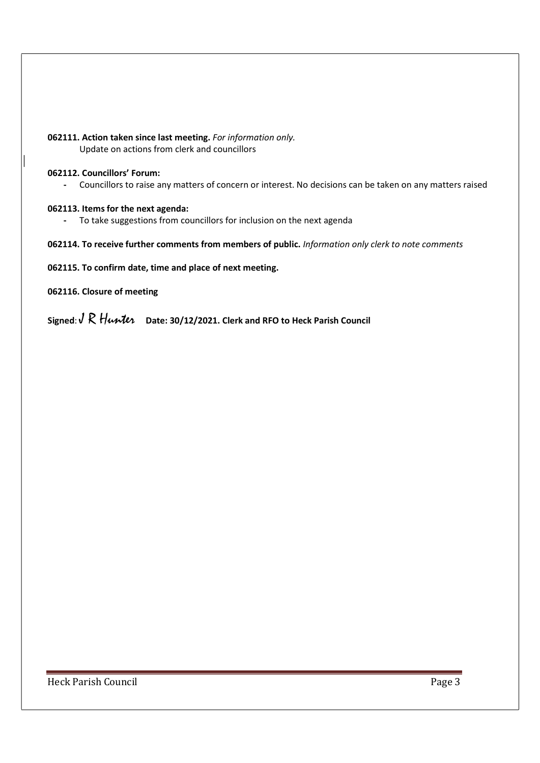**062111. Action taken since last meeting.** *For information only.*
Update on actions from clerk and councillors

**062112. Councillors' Forum:**

- Councillors to raise any matters of concern or interest. No decisions can be taken on any matters raised

**062113. Items for the next agenda:**

- To take suggestions from councillors for inclusion on the next agenda

**062114. To receive further comments from members of public.** *Information only clerk to note comments*

**062115. To confirm date, time and place of next meeting.**

**062116. Closure of meeting**

**Signed**: J R Hunter **Date: 30/12/2021. Clerk and RFO to Heck Parish Council**